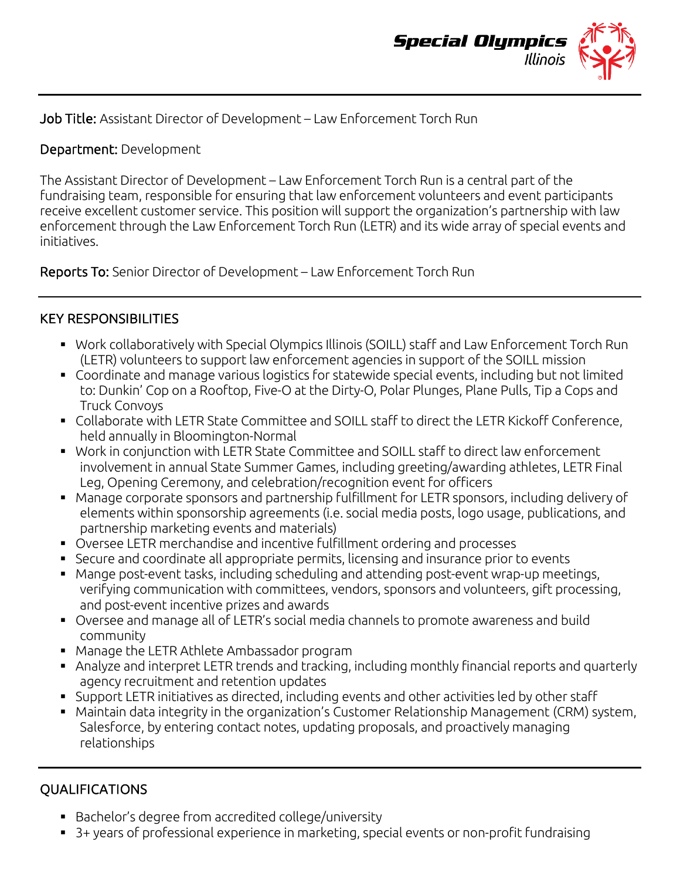Special Olympics Illinois

Job Title: Assistant Director of Development – Law Enforcement Torch Run

Department: Development

The Assistant Director of Development – Law Enforcement Torch Run is a central part of the fundraising team, responsible for ensuring that law enforcement volunteers and event participants receive excellent customer service. This position will support the organization's partnership with law enforcement through the Law Enforcement Torch Run (LETR) and its wide array of special events and initiatives.

Reports To: Senior Director of Development – Law Enforcement Torch Run

---

## KEY RESPONSIBILITIES

- Work collaboratively with Special Olympics Illinois (SOILL) staff and Law Enforcement Torch Run (LETR) volunteers to support law enforcement agencies in support of the SOILL mission
- Coordinate and manage various logistics for statewide special events, including but not limited to: Dunkin' Cop on a Rooftop, Five-O at the Dirty-O, Polar Plunges, Plane Pulls, Tip a Cops and Truck Convoys
- Collaborate with LETR State Committee and SOILL staff to direct the LETR Kickoff Conference, held annually in Bloomington-Normal
- Work in conjunction with LETR State Committee and SOILL staff to direct law enforcement involvement in annual State Summer Games, including greeting/awarding athletes, LETR Final Leg, Opening Ceremony, and celebration/recognition event for officers
- Manage corporate sponsors and partnership fulfillment for LETR sponsors, including delivery of elements within sponsorship agreements (i.e. social media posts, logo usage, publications, and partnership marketing events and materials)
- Oversee LETR merchandise and incentive fulfillment ordering and processes
- Secure and coordinate all appropriate permits, licensing and insurance prior to events
- Mange post-event tasks, including scheduling and attending post-event wrap-up meetings, verifying communication with committees, vendors, sponsors and volunteers, gift processing, and post-event incentive prizes and awards
- Oversee and manage all of LETR's social media channels to promote awareness and build community
- Manage the LETR Athlete Ambassador program
- Analyze and interpret LETR trends and tracking, including monthly financial reports and quarterly agency recruitment and retention updates
- Support LETR initiatives as directed, including events and other activities led by other staff
- Maintain data integrity in the organization's Customer Relationship Management (CRM) system, Salesforce, by entering contact notes, updating proposals, and proactively managing relationships

---

## QUALIFICATIONS

- Bachelor's degree from accredited college/university
- 3+ years of professional experience in marketing, special events or non-profit fundraising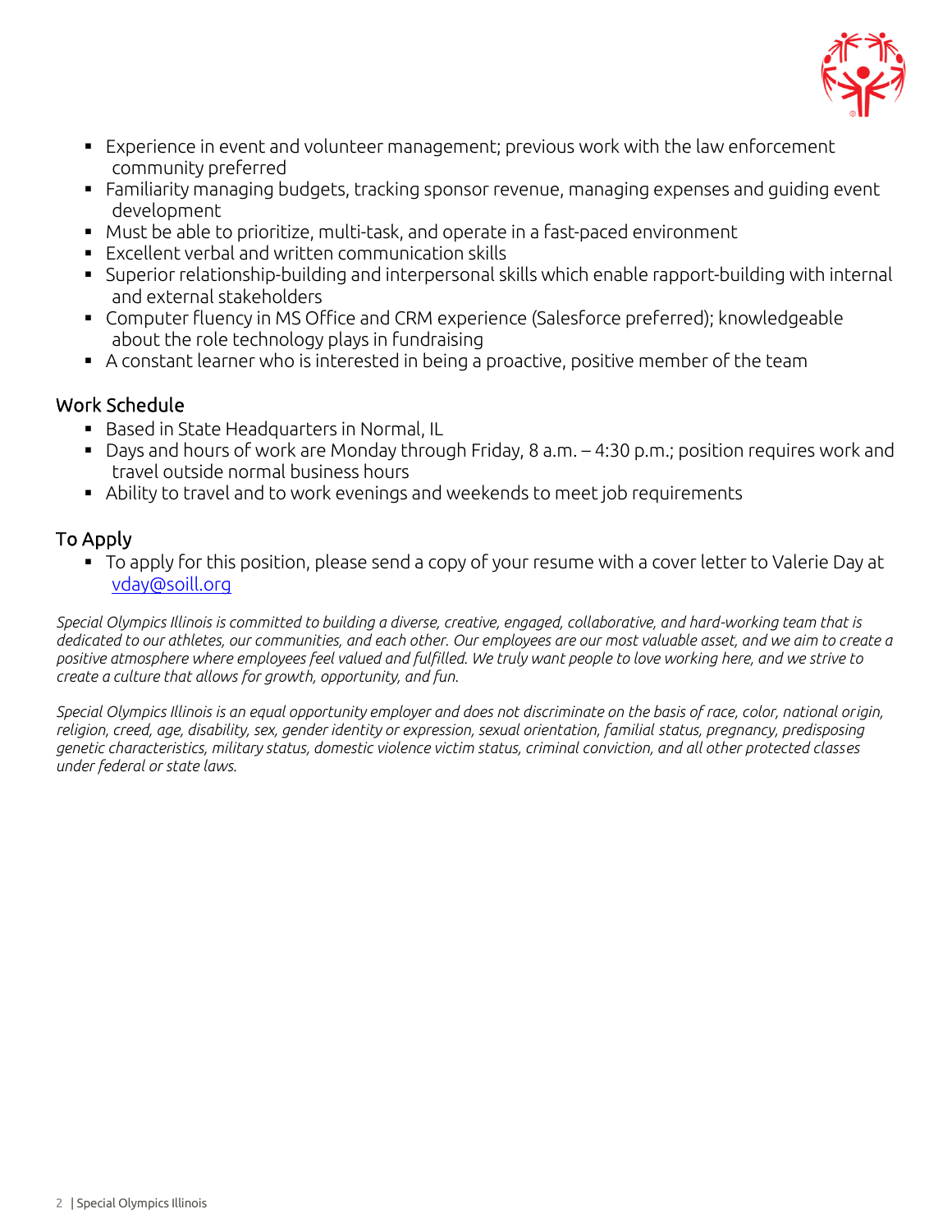- Experience in event and volunteer management; previous work with the law enforcement community preferred
- Familiarity managing budgets, tracking sponsor revenue, managing expenses and guiding event development
- Must be able to prioritize, multi-task, and operate in a fast-paced environment
- Excellent verbal and written communication skills
- Superior relationship-building and interpersonal skills which enable rapport-building with internal and external stakeholders
- Computer fluency in MS Office and CRM experience (Salesforce preferred); knowledgeable about the role technology plays in fundraising
- A constant learner who is interested in being a proactive, positive member of the team

## Work Schedule

- Based in State Headquarters in Normal, IL
- Days and hours of work are Monday through Friday, 8 a.m. – 4:30 p.m.; position requires work and travel outside normal business hours
- Ability to travel and to work evenings and weekends to meet job requirements

## To Apply

- To apply for this position, please send a copy of your resume with a cover letter to Valerie Day at vday@soill.org

*Special Olympics Illinois is committed to building a diverse, creative, engaged, collaborative, and hard-working team that is dedicated to our athletes, our communities, and each other. Our employees are our most valuable asset, and we aim to create a positive atmosphere where employees feel valued and fulfilled. We truly want people to love working here, and we strive to create a culture that allows for growth, opportunity, and fun.*

*Special Olympics Illinois is an equal opportunity employer and does not discriminate on the basis of race, color, national origin, religion, creed, age, disability, sex, gender identity or expression, sexual orientation, familial status, pregnancy, predisposing genetic characteristics, military status, domestic violence victim status, criminal conviction, and all other protected classes under federal or state laws.*